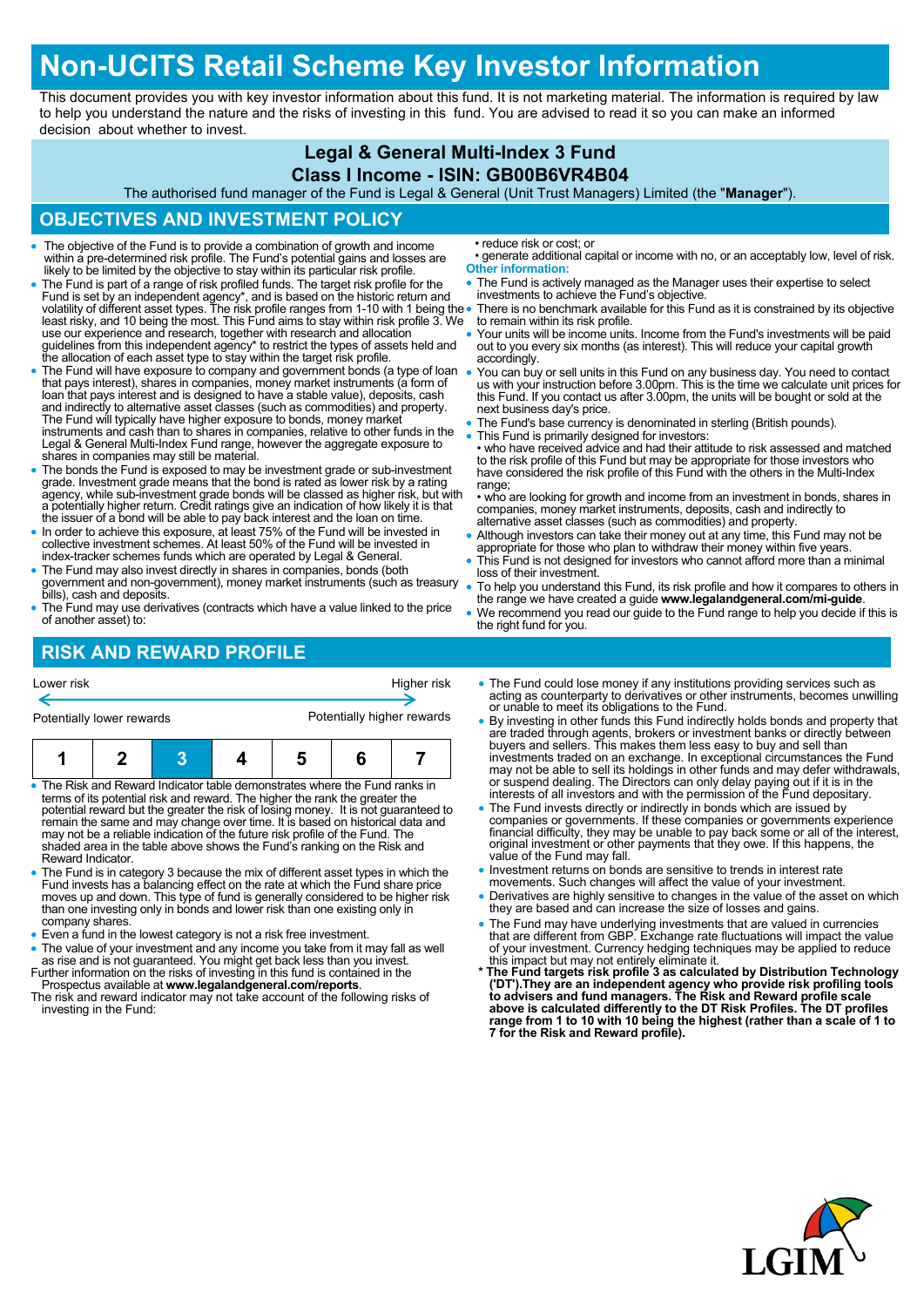# Non-UCITS Retail Scheme Key Investor Information

This document provides you with key investor information about this fund. It is not marketing material. The information is required by law to help you understand the nature and the risks of investing in this fund. You are advised to read it so you can make an informed decision about whether to invest.

## Legal & General Multi-Index 3 Fund
## Class I Income - ISIN: GB00B6VR4B04

The authorised fund manager of the Fund is Legal & General (Unit Trust Managers) Limited (the "**Manager**").

## OBJECTIVES AND INVESTMENT POLICY

- The objective of the Fund is to provide a combination of growth and income within a pre-determined risk profile. The Fund's potential gains and losses are likely to be limited by the objective to stay within its particular risk profile.
- The Fund is part of a range of risk profiled funds. The target risk profile for the Fund is set by an independent agency*, and is based on the historic return and volatility of different asset types. The risk profile ranges from 1-10 with 1 being the least risky, and 10 being the most. This Fund aims to stay within risk profile 3. We use our experience and research, together with research and allocation guidelines from this independent agency* to restrict the types of assets held and the allocation of each asset type to stay within the target risk profile.
- The Fund will have exposure to company and government bonds (a type of loan that pays interest), shares in companies, money market instruments (a form of loan that pays interest and is designed to have a stable value), deposits, cash and indirectly to alternative asset classes (such as commodities) and property. The Fund will typically have higher exposure to bonds, money market instruments and cash than to shares in companies, relative to other funds in the Legal & General Multi-Index Fund range, however the aggregate exposure to shares in companies may still be material.
- The bonds the Fund is exposed to may be investment grade or sub-investment grade. Investment grade means that the bond is rated as lower risk by a rating agency, while sub-investment grade bonds will be classed as higher risk, but with a potentially higher return. Credit ratings give an indication of how likely it is that the issuer of a bond will be able to pay back interest and the loan on time.
- In order to achieve this exposure, at least 75% of the Fund will be invested in collective investment schemes. At least 50% of the Fund will be invested in index-tracker schemes funds which are operated by Legal & General.
- The Fund may also invest directly in shares in companies, bonds (both government and non-government), money market instruments (such as treasury bills), cash and deposits.
- The Fund may use derivatives (contracts which have a value linked to the price of another asset) to:
  - reduce risk or cost; or
  - generate additional capital or income with no, or an acceptably low, level of risk.

**Other information:**

- The Fund is actively managed as the Manager uses their expertise to select investments to achieve the Fund's objective.
- There is no benchmark available for this Fund as it is constrained by its objective to remain within its risk profile.
- Your units will be income units. Income from the Fund's investments will be paid out to you every six months (as interest). This will reduce your capital growth accordingly.
- You can buy or sell units in this Fund on any business day. You need to contact us with your instruction before 3.00pm. This is the time we calculate unit prices for this Fund. If you contact us after 3.00pm, the units will be bought or sold at the next business day's price.
- The Fund's base currency is denominated in sterling (British pounds).
- This Fund is primarily designed for investors:
  - who have received advice and had their attitude to risk assessed and matched to the risk profile of this Fund but may be appropriate for those investors who have considered the risk profile of this Fund with the others in the Multi-Index range;
  - who are looking for growth and income from an investment in bonds, shares in companies, money market instruments, deposits, cash and indirectly to alternative asset classes (such as commodities) and property.
- Although investors can take their money out at any time, this Fund may not be appropriate for those who plan to withdraw their money within five years.
- This Fund is not designed for investors who cannot afford more than a minimal loss of their investment.
- To help you understand this Fund, its risk profile and how it compares to others in the range we have created a guide **www.legalandgeneral.com/mi-guide**.
- We recommend you read our guide to the Fund range to help you decide if this is the right fund for you.

## RISK AND REWARD PROFILE

| Lower risk | | | | | | Higher risk |
|---|---|---|---|---|---|---|
| Potentially lower rewards | | | | | | Potentially higher rewards |
| 1 | 2 | **3** | 4 | 5 | 6 | 7 |

- The Risk and Reward Indicator table demonstrates where the Fund ranks in terms of its potential risk and reward. The higher the rank the greater the potential reward but the greater the risk of losing money. It is not guaranteed to remain the same and may change over time. It is based on historical data and may not be a reliable indication of the future risk profile of the Fund. The shaded area in the table above shows the Fund's ranking on the Risk and Reward Indicator.
- The Fund is in category 3 because the mix of different asset types in which the Fund invests has a balancing effect on the rate at which the Fund share price moves up and down. This type of fund is generally considered to be higher risk than one investing only in bonds and lower risk than one existing only in company shares.
- Even a fund in the lowest category is not a risk free investment.
- The value of your investment and any income you take from it may fall as well as rise and is not guaranteed. You might get back less than you invest.

Further information on the risks of investing in this fund is contained in the Prospectus available at **www.legalandgeneral.com/reports**.

The risk and reward indicator may not take account of the following risks of investing in the Fund:

- The Fund could lose money if any institutions providing services such as acting as counterparty to derivatives or other instruments, becomes unwilling or unable to meet its obligations to the Fund.
- By investing in other funds this Fund indirectly holds bonds and property that are traded through agents, brokers or investment banks or directly between buyers and sellers. This makes them less easy to buy and sell than investments traded on an exchange. In exceptional circumstances the Fund may not be able to sell its holdings in other funds and may defer withdrawals, or suspend dealing. The Directors can only delay paying out if it is in the interests of all investors and with the permission of the Fund depositary.
- The Fund invests directly or indirectly in bonds which are issued by companies or governments. If these companies or governments experience financial difficulty, they may be unable to pay back some or all of the interest, original investment or other payments that they owe. If this happens, the value of the Fund may fall.
- Investment returns on bonds are sensitive to trends in interest rate movements. Such changes will affect the value of your investment.
- Derivatives are highly sensitive to changes in the value of the asset on which they are based and can increase the size of losses and gains.
- The Fund may have underlying investments that are valued in currencies that are different from GBP. Exchange rate fluctuations will impact the value of your investment. Currency hedging techniques may be applied to reduce this impact but may not entirely eliminate it.

**\* The Fund targets risk profile 3 as calculated by Distribution Technology ('DT').They are an independent agency who provide risk profiling tools to advisers and fund managers. The Risk and Reward profile scale above is calculated differently to the DT Risk Profiles. The DT profiles range from 1 to 10 with 10 being the highest (rather than a scale of 1 to 7 for the Risk and Reward profile).**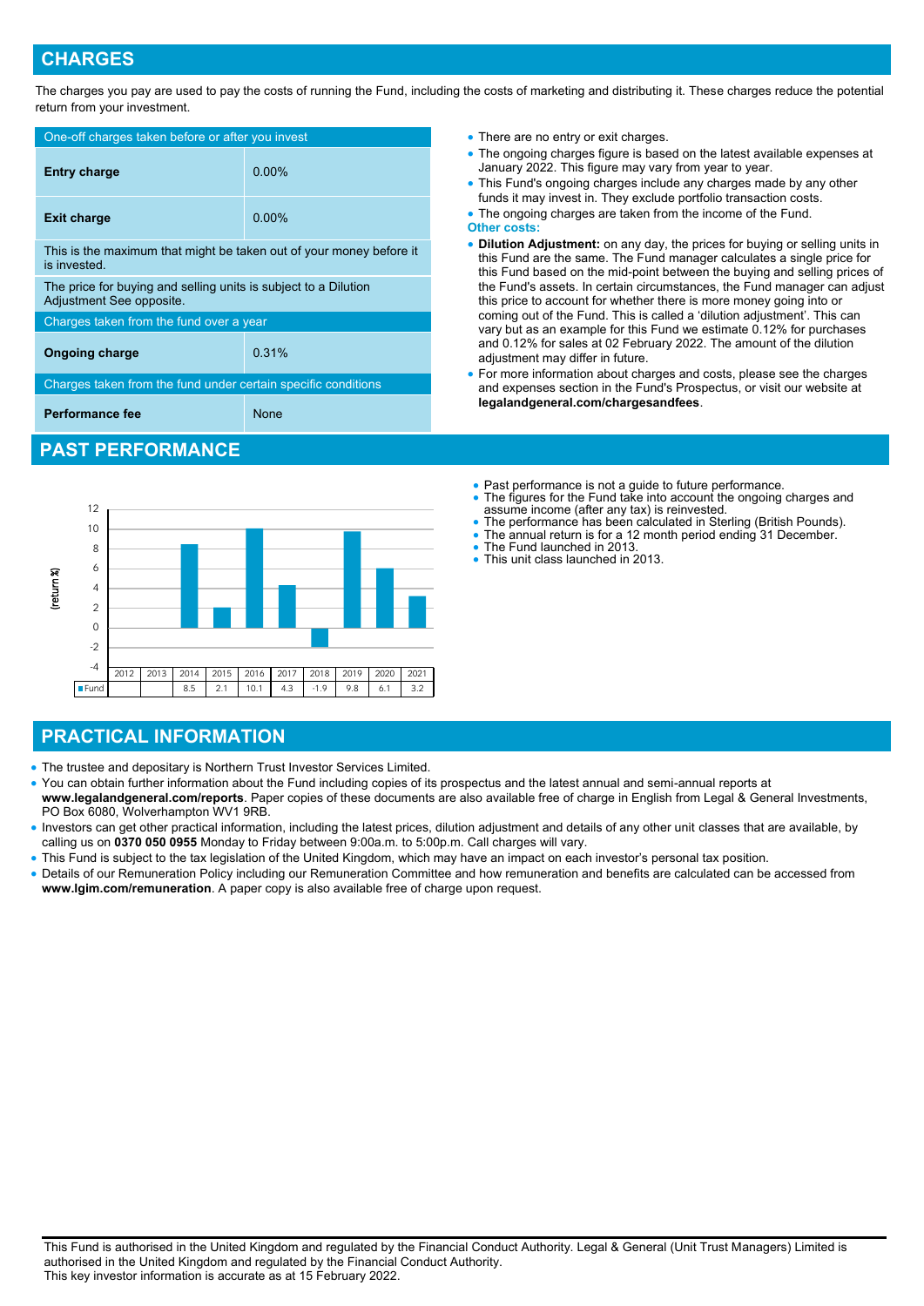## CHARGES

The charges you pay are used to pay the costs of running the Fund, including the costs of marketing and distributing it. These charges reduce the potential return from your investment.

| One-off charges taken before or after you invest | |
|---|---|
| **Entry charge** | 0.00% |
| **Exit charge** | 0.00% |
| This is the maximum that might be taken out of your money before it is invested. | |
| The price for buying and selling units is subject to a Dilution Adjustment See opposite. | |
| **Charges taken from the fund over a year** | |
| **Ongoing charge** | 0.31% |
| **Charges taken from the fund under certain specific conditions** | |
| **Performance fee** | None |

- There are no entry or exit charges.
- The ongoing charges figure is based on the latest available expenses at January 2022. This figure may vary from year to year.
- This Fund's ongoing charges include any charges made by any other funds it may invest in. They exclude portfolio transaction costs.
- The ongoing charges are taken from the income of the Fund.

**Other costs:**

- **Dilution Adjustment:** on any day, the prices for buying or selling units in this Fund are the same. The Fund manager calculates a single price for this Fund based on the mid-point between the buying and selling prices of the Fund's assets. In certain circumstances, the Fund manager can adjust this price to account for whether there is more money going into or coming out of the Fund. This is called a 'dilution adjustment'. This can vary but as an example for this Fund we estimate 0.12% for purchases and 0.12% for sales at 02 February 2022. The amount of the dilution adjustment may differ in future.
- For more information about charges and costs, please see the charges and expenses section in the Fund's Prospectus, or visit our website at **legalandgeneral.com/chargesandfees**.

## PAST PERFORMANCE

(return %)

12
10
8
6
4
2
0
-2
-4

2012 2013 2014 2015 2016 2017 2018 2019 2020 2021

Fund: 8.5 2.1 10.1 4.3 -1.9 9.8 6.1 3.2

- Past performance is not a guide to future performance.
- The figures for the Fund take into account the ongoing charges and assume income (after any tax) is reinvested.
- The performance has been calculated in Sterling (British Pounds).
- The annual return is for a 12 month period ending 31 December.
- The Fund launched in 2013.
- This unit class launched in 2013.

## PRACTICAL INFORMATION

- The trustee and depositary is Northern Trust Investor Services Limited.
- You can obtain further information about the Fund including copies of its prospectus and the latest annual and semi-annual reports at **www.legalandgeneral.com/reports**. Paper copies of these documents are also available free of charge in English from Legal & General Investments, PO Box 6080, Wolverhampton WV1 9RB.
- Investors can get other practical information, including the latest prices, dilution adjustment and details of any other unit classes that are available, by calling us on **0370 050 0955** Monday to Friday between 9:00a.m. to 5:00p.m. Call charges will vary.
- This Fund is subject to the tax legislation of the United Kingdom, which may have an impact on each investor's personal tax position.
- Details of our Remuneration Policy including our Remuneration Committee and how remuneration and benefits are calculated can be accessed from **www.lgim.com/remuneration**. A paper copy is also available free of charge upon request.

This Fund is authorised in the United Kingdom and regulated by the Financial Conduct Authority. Legal & General (Unit Trust Managers) Limited is authorised in the United Kingdom and regulated by the Financial Conduct Authority.
This key investor information is accurate as at 15 February 2022.